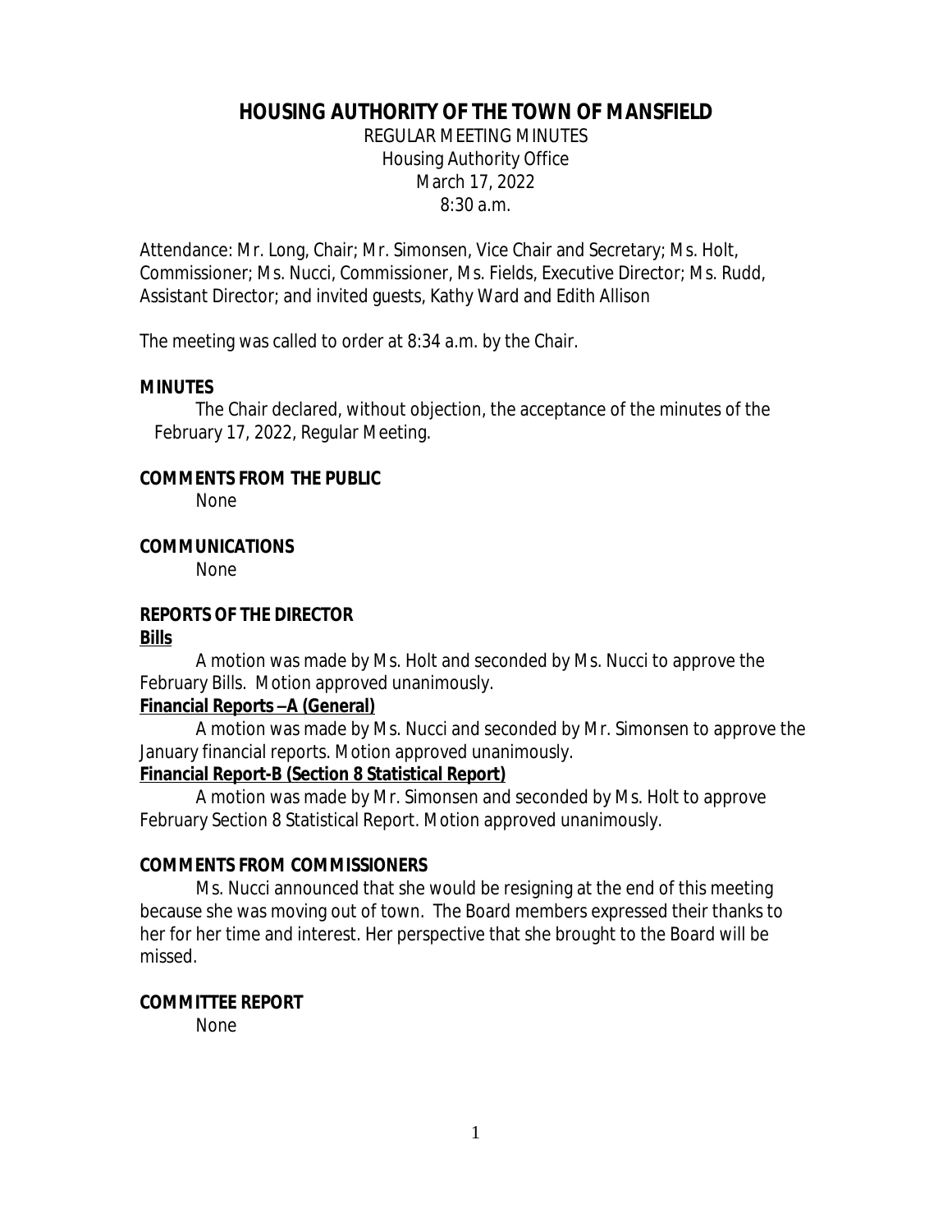# HOUSING AUTHORITY OF THE TOWN OF MANSFIELD

REGULAR MEETING MINUTES
Housing Authority Office
March 17, 2022
8:30 a.m.

Attendance: Mr. Long, Chair; Mr. Simonsen, Vice Chair and Secretary; Ms. Holt, Commissioner; Ms. Nucci, Commissioner, Ms. Fields, Executive Director; Ms. Rudd, Assistant Director; and invited guests, Kathy Ward and Edith Allison

The meeting was called to order at 8:34 a.m. by the Chair.

**MINUTES**

The Chair declared, without objection, the acceptance of the minutes of the February 17, 2022, Regular Meeting.

**COMMENTS FROM THE PUBLIC**

None

**COMMUNICATIONS**

None

**REPORTS OF THE DIRECTOR**

**Bills**

A motion was made by Ms. Holt and seconded by Ms. Nucci to approve the February Bills. Motion approved unanimously.

**Financial Reports –A (General)**

A motion was made by Ms. Nucci and seconded by Mr. Simonsen to approve the January financial reports. Motion approved unanimously.

**Financial Report-B (Section 8 Statistical Report)**

A motion was made by Mr. Simonsen and seconded by Ms. Holt to approve February Section 8 Statistical Report. Motion approved unanimously.

**COMMENTS FROM COMMISSIONERS**

Ms. Nucci announced that she would be resigning at the end of this meeting because she was moving out of town. The Board members expressed their thanks to her for her time and interest. Her perspective that she brought to the Board will be missed.

**COMMITTEE REPORT**

None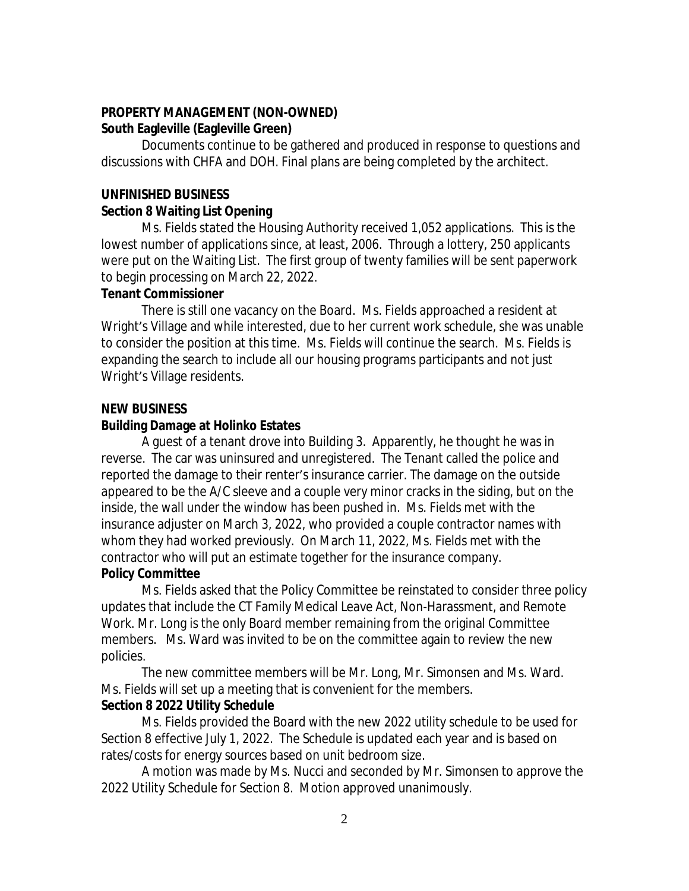**PROPERTY MANAGEMENT (NON-OWNED)**

**South Eagleville (Eagleville Green)**

Documents continue to be gathered and produced in response to questions and discussions with CHFA and DOH. Final plans are being completed by the architect.

**UNFINISHED BUSINESS**

**Section 8 Waiting List Opening**

Ms. Fields stated the Housing Authority received 1,052 applications. This is the lowest number of applications since, at least, 2006. Through a lottery, 250 applicants were put on the Waiting List. The first group of twenty families will be sent paperwork to begin processing on March 22, 2022.

**Tenant Commissioner**

There is still one vacancy on the Board. Ms. Fields approached a resident at Wright's Village and while interested, due to her current work schedule, she was unable to consider the position at this time. Ms. Fields will continue the search. Ms. Fields is expanding the search to include all our housing programs participants and not just Wright's Village residents.

**NEW BUSINESS**

**Building Damage at Holinko Estates**

A guest of a tenant drove into Building 3. Apparently, he thought he was in reverse. The car was uninsured and unregistered. The Tenant called the police and reported the damage to their renter's insurance carrier. The damage on the outside appeared to be the A/C sleeve and a couple very minor cracks in the siding, but on the inside, the wall under the window has been pushed in. Ms. Fields met with the insurance adjuster on March 3, 2022, who provided a couple contractor names with whom they had worked previously. On March 11, 2022, Ms. Fields met with the contractor who will put an estimate together for the insurance company.

**Policy Committee**

Ms. Fields asked that the Policy Committee be reinstated to consider three policy updates that include the CT Family Medical Leave Act, Non-Harassment, and Remote Work. Mr. Long is the only Board member remaining from the original Committee members. Ms. Ward was invited to be on the committee again to review the new policies.

The new committee members will be Mr. Long, Mr. Simonsen and Ms. Ward. Ms. Fields will set up a meeting that is convenient for the members.

**Section 8 2022 Utility Schedule**

Ms. Fields provided the Board with the new 2022 utility schedule to be used for Section 8 effective July 1, 2022. The Schedule is updated each year and is based on rates/costs for energy sources based on unit bedroom size.

A motion was made by Ms. Nucci and seconded by Mr. Simonsen to approve the 2022 Utility Schedule for Section 8. Motion approved unanimously.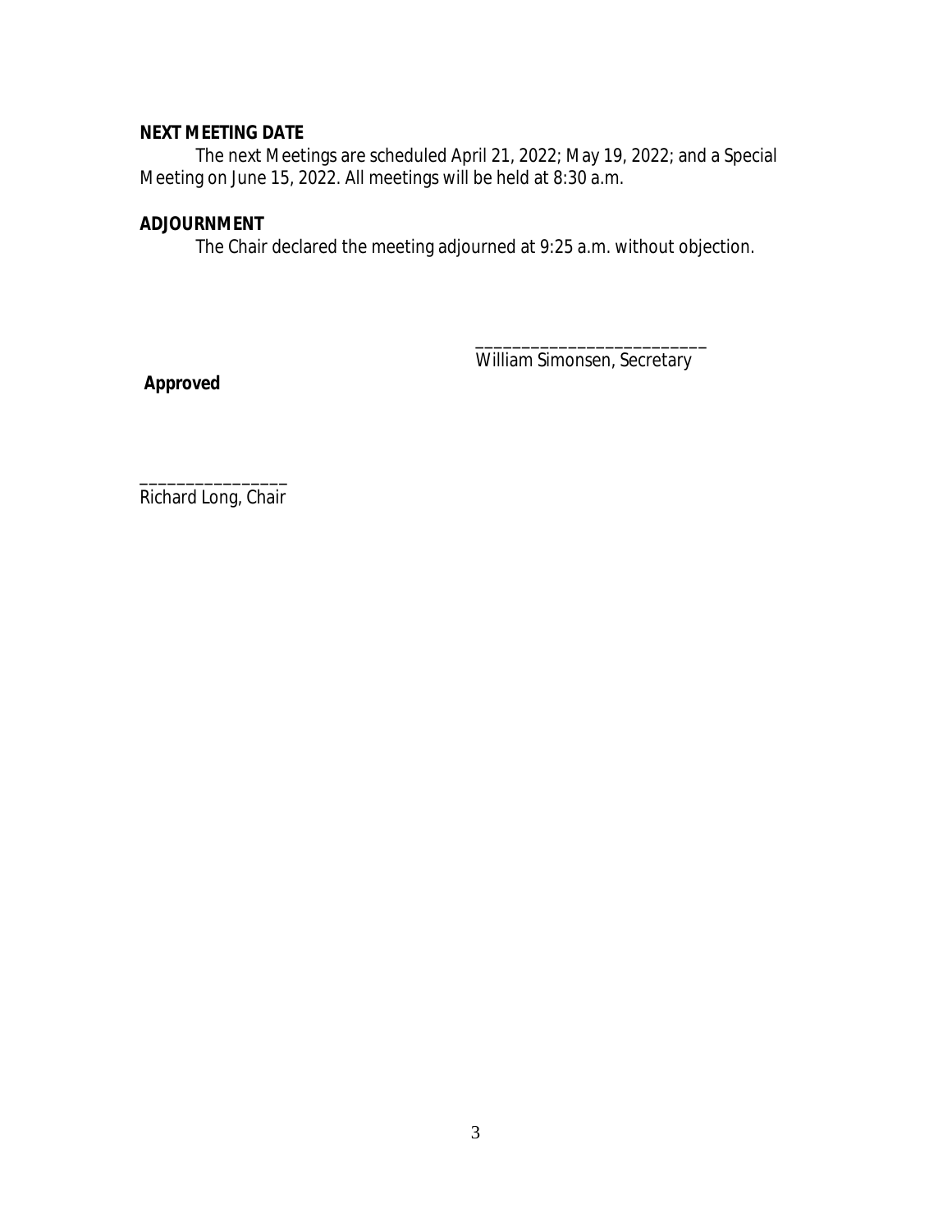**NEXT MEETING DATE**

The next Meetings are scheduled April 21, 2022; May 19, 2022; and a Special Meeting on June 15, 2022. All meetings will be held at 8:30 a.m.

**ADJOURNMENT**

The Chair declared the meeting adjourned at 9:25 a.m. without objection.

_________________________
William Simonsen, Secretary

**Approved**

________________
Richard Long, Chair